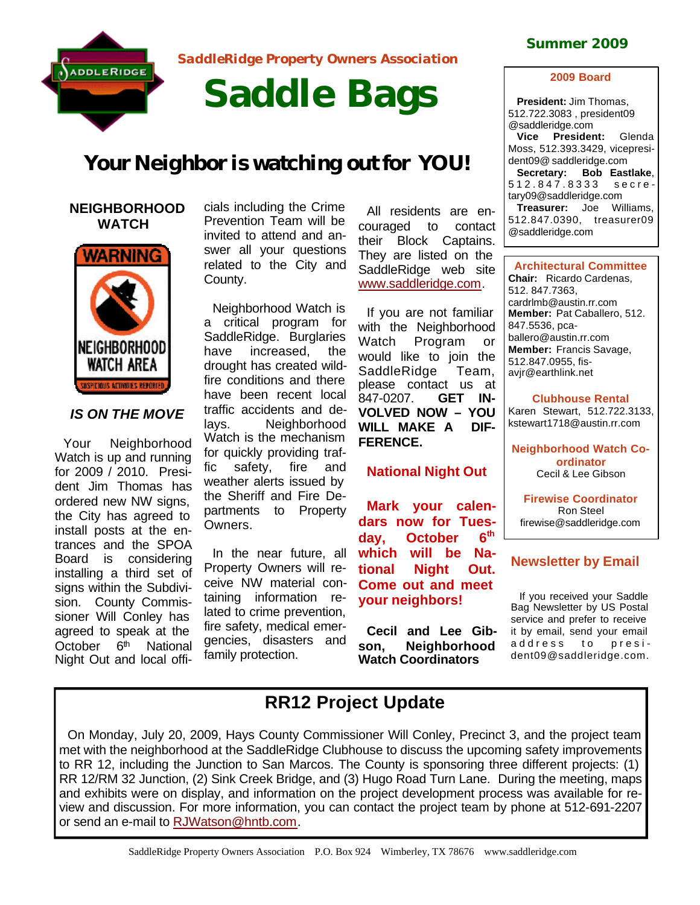SaddleRidge Property Owners Association

# Saddle Bags

Summer 2009

## Your Neighbor is watching out for YOU!

### NEIGHBORHOOD WATCH

*IS ON THE MOVE*

Your Neighborhood Watch is up and running for 2009 / 2010. President Jim Thomas has ordered new NW signs, the City has agreed to install posts at the entrances and the SPOA Board is considering installing a third set of signs within the Subdivision. County Commissioner Will Conley has agreed to speak at the October 6th National Night Out and local officials including the Crime Prevention Team will be invited to attend and answer all your questions related to the City and County.

Neighborhood Watch is a critical program for SaddleRidge. Burglaries have increased, the drought has created wildfire conditions and there have been recent local traffic accidents and delays. Neighborhood Watch is the mechanism for quickly providing traffic safety, fire and weather alerts issued by the Sheriff and Fire Departments to Property Owners.

In the near future, all Property Owners will receive NW material containing information related to crime prevention, fire safety, medical emergencies, disasters and family protection.

All residents are encouraged to contact their Block Captains. They are listed on the SaddleRidge web site www.saddleridge.com.

If you are not familiar with the Neighborhood Watch Program or would like to join the SaddleRidge Team, please contact us at 847-0207. **GET INVOLVED NOW – YOU WILL MAKE A DIFFERENCE.**

### National Night Out

**Mark your calendars now for Tuesday, October 6th which will be National Night Out. Come out and meet your neighbors!**

**Cecil and Lee Gibson, Neighborhood Watch Coordinators**

### 2009 Board

**President:** Jim Thomas, 512.722.3083 , president09@saddleridge.com
**Vice President:** Glenda Moss, 512.393.3429, vicepresident09@ saddleridge.com
**Secretary: Bob Eastlake**, 512.847.8333 secretary09@saddleridge.com
**Treasurer:** Joe Williams, 512.847.0390, treasurer09@saddleridge.com

### Architectural Committee

**Chair:** Ricardo Cardenas, 512. 847.7363, cardrlmb@austin.rr.com
**Member:** Pat Caballero, 512. 847.5536, pcaballero@austin.rr.com
**Member:** Francis Savage, 512.847.0955, fisavjr@earthlink.net

### Clubhouse Rental

Karen Stewart, 512.722.3133, kstewart1718@austin.rr.com

### Neighborhood Watch Coordinator

Cecil & Lee Gibson

### Firewise Coordinator

Ron Steel
firewise@saddleridge.com

### Newsletter by Email

If you received your Saddle Bag Newsletter by US Postal service and prefer to receive it by email, send your email address to president09@saddleridge.com.

## RR12 Project Update

On Monday, July 20, 2009, Hays County Commissioner Will Conley, Precinct 3, and the project team met with the neighborhood at the SaddleRidge Clubhouse to discuss the upcoming safety improvements to RR 12, including the Junction to San Marcos. The County is sponsoring three different projects: (1) RR 12/RM 32 Junction, (2) Sink Creek Bridge, and (3) Hugo Road Turn Lane. During the meeting, maps and exhibits were on display, and information on the project development process was available for review and discussion. For more information, you can contact the project team by phone at 512-691-2207 or send an e-mail to RJWatson@hntb.com.

SaddleRidge Property Owners Association P.O. Box 924 Wimberley, TX 78676 www.saddleridge.com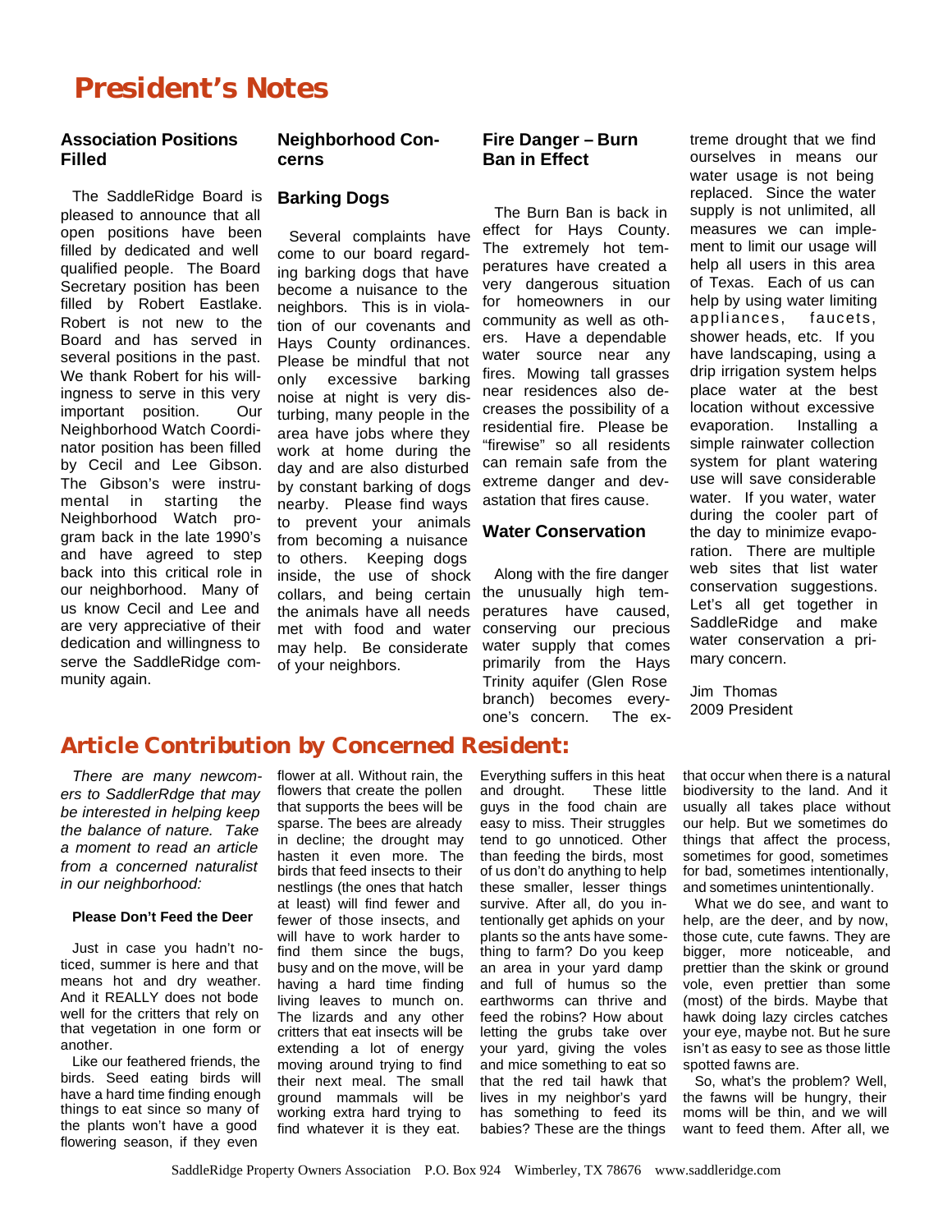# President's Notes

### Association Positions Filled

The SaddleRidge Board is pleased to announce that all open positions have been filled by dedicated and well qualified people. The Board Secretary position has been filled by Robert Eastlake. Robert is not new to the Board and has served in several positions in the past. We thank Robert for his willingness to serve in this very important position. Our Neighborhood Watch Coordinator position has been filled by Cecil and Lee Gibson. The Gibson's were instrumental in starting the Neighborhood Watch program back in the late 1990's and have agreed to step back into this critical role in our neighborhood. Many of us know Cecil and Lee and are very appreciative of their dedication and willingness to serve the SaddleRidge community again.

### Neighborhood Concerns

### Barking Dogs

Several complaints have come to our board regarding barking dogs that have become a nuisance to the neighbors. This is in violation of our covenants and Hays County ordinances. Please be mindful that not only excessive barking noise at night is very disturbing, many people in the area have jobs where they work at home during the day and are also disturbed by constant barking of dogs nearby. Please find ways to prevent your animals from becoming a nuisance to others. Keeping dogs inside, the use of shock collars, and being certain the animals have all needs met with food and water may help. Be considerate of your neighbors.

### Fire Danger – Burn Ban in Effect

The Burn Ban is back in effect for Hays County. The extremely hot temperatures have created a very dangerous situation for homeowners in our community as well as others. Have a dependable water source near any fires. Mowing tall grasses near residences also decreases the possibility of a residential fire. Please be "firewise" so all residents can remain safe from the extreme danger and devastation that fires cause.

### Water Conservation

Along with the fire danger the unusually high temperatures have caused, conserving our precious water supply that comes primarily from the Hays Trinity aquifer (Glen Rose branch) becomes everyone's concern. The extreme drought that we find ourselves in means our water usage is not being replaced. Since the water supply is not unlimited, all measures we can implement to limit our usage will help all users in this area of Texas. Each of us can help by using water limiting appliances, faucets, shower heads, etc. If you have landscaping, using a drip irrigation system helps place water at the best location without excessive evaporation. Installing a simple rainwater collection system for plant watering use will save considerable water. If you water, water during the cooler part of the day to minimize evaporation. There are multiple web sites that list water conservation suggestions. Let's all get together in SaddleRidge and make water conservation a primary concern.

Jim Thomas
2009 President

# Article Contribution by Concerned Resident:

*There are many newcomers to SaddlerRdge that may be interested in helping keep the balance of nature. Take a moment to read an article from a concerned naturalist in our neighborhood:*

#### Please Don't Feed the Deer

Just in case you hadn't noticed, summer is here and that means hot and dry weather. And it REALLY does not bode well for the critters that rely on that vegetation in one form or another.

Like our feathered friends, the birds. Seed eating birds will have a hard time finding enough things to eat since so many of the plants won't have a good flowering season, if they even flower at all. Without rain, the flowers that create the pollen that supports the bees will be sparse. The bees are already in decline; the drought may hasten it even more. The birds that feed insects to their nestlings (the ones that hatch at least) will find fewer and fewer of those insects, and will have to work harder to find them since the bugs, busy and on the move, will be having a hard time finding living leaves to munch on. The lizards and any other critters that eat insects will be extending a lot of energy moving around trying to find their next meal. The small ground mammals will be working extra hard trying to find whatever it is they eat.

Everything suffers in this heat and drought. These little guys in the food chain are easy to miss. Their struggles tend to go unnoticed. Other than feeding the birds, most of us don't do anything to help these smaller, lesser things survive. After all, do you intentionally get aphids on your plants so the ants have something to farm? Do you keep an area in your yard damp and full of humus so the earthworms can thrive and feed the robins? How about letting the grubs take over your yard, giving the voles and mice something to eat so that the red tail hawk that lives in my neighbor's yard has something to feed its babies? These are the things that occur when there is a natural biodiversity to the land. And it usually all takes place without our help. But we sometimes do things that affect the process, sometimes for good, sometimes for bad, sometimes intentionally, and sometimes unintentionally.

What we do see, and want to help, are the deer, and by now, those cute, cute fawns. They are bigger, more noticeable, and prettier than the skink or ground vole, even prettier than some (most) of the birds. Maybe that hawk doing lazy circles catches your eye, maybe not. But he sure isn't as easy to see as those little spotted fawns are.

So, what's the problem? Well, the fawns will be hungry, their moms will be thin, and we will want to feed them. After all, we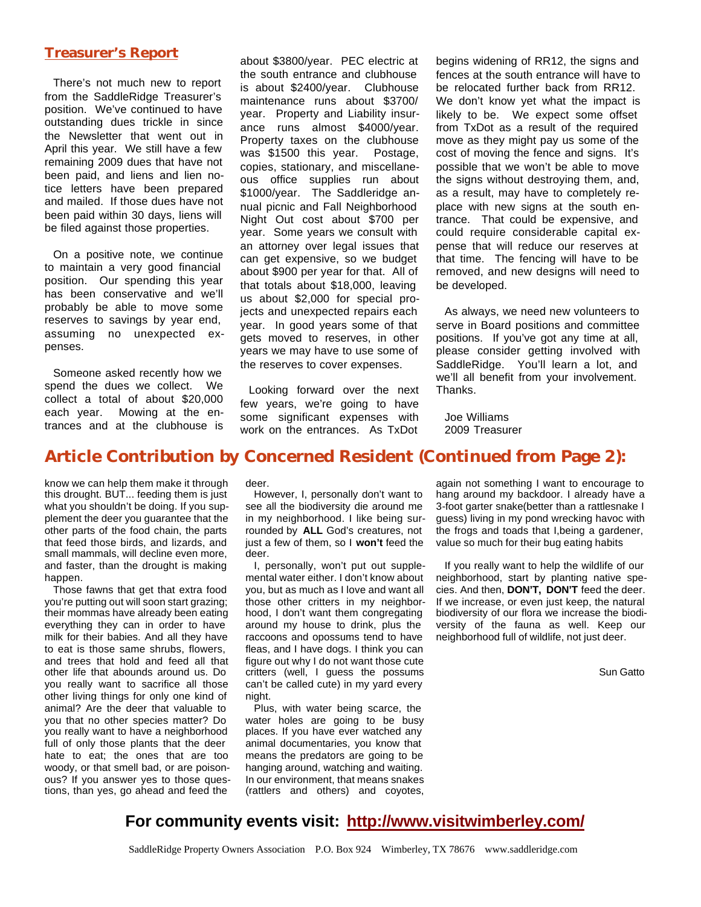## Treasurer's Report

There's not much new to report from the SaddleRidge Treasurer's position. We've continued to have outstanding dues trickle in since the Newsletter that went out in April this year. We still have a few remaining 2009 dues that have not been paid, and liens and lien notice letters have been prepared and mailed. If those dues have not been paid within 30 days, liens will be filed against those properties.

On a positive note, we continue to maintain a very good financial position. Our spending this year has been conservative and we'll probably be able to move some reserves to savings by year end, assuming no unexpected expenses.

Someone asked recently how we spend the dues we collect. We collect a total of about $20,000 each year. Mowing at the entrances and at the clubhouse is about $3800/year. PEC electric at the south entrance and clubhouse is about $2400/year. Clubhouse maintenance runs about $3700/year. Property and Liability insurance runs almost $4000/year. Property taxes on the clubhouse was $1500 this year. Postage, copies, stationary, and miscellaneous office supplies run about $1000/year. The Saddleridge annual picnic and Fall Neighborhood Night Out cost about $700 per year. Some years we consult with an attorney over legal issues that can get expensive, so we budget about $900 per year for that. All of that totals about $18,000, leaving us about $2,000 for special projects and unexpected repairs each year. In good years some of that gets moved to reserves, in other years we may have to use some of the reserves to cover expenses.

Looking forward over the next few years, we're going to have some significant expenses with work on the entrances. As TxDot begins widening of RR12, the signs and fences at the south entrance will have to be relocated further back from RR12. We don't know yet what the impact is likely to be. We expect some offset from TxDot as a result of the required move as they might pay us some of the cost of moving the fence and signs. It's possible that we won't be able to move the signs without destroying them, and, as a result, may have to completely replace with new signs at the south entrance. That could be expensive, and could require considerable capital expense that will reduce our reserves at that time. The fencing will have to be removed, and new designs will need to be developed.

As always, we need new volunteers to serve in Board positions and committee positions. If you've got any time at all, please consider getting involved with SaddleRidge. You'll learn a lot, and we'll all benefit from your involvement. Thanks.

Joe Williams
2009 Treasurer

## Article Contribution by Concerned Resident (Continued from Page 2):

know we can help them make it through this drought. BUT... feeding them is just what you shouldn't be doing. If you supplement the deer you guarantee that the other parts of the food chain, the parts that feed those birds, and lizards, and small mammals, will decline even more, and faster, than the drought is making happen.

Those fawns that get that extra food you're putting out will soon start grazing; their mommas have already been eating everything they can in order to have milk for their babies. And all they have to eat is those same shrubs, flowers, and trees that hold and feed all that other life that abounds around us. Do you really want to sacrifice all those other living things for only one kind of animal? Are the deer that valuable to you that no other species matter? Do you really want to have a neighborhood full of only those plants that the deer hate to eat; the ones that are too woody, or that smell bad, or are poisonous? If you answer yes to those questions, than yes, go ahead and feed the deer.

However, I, personally don't want to see all the biodiversity die around me in my neighborhood. I like being surrounded by **ALL** God's creatures, not just a few of them, so I **won't** feed the deer.

I, personally, won't put out supplemental water either. I don't know about you, but as much as I love and want all those other critters in my neighborhood, I don't want them congregating around my house to drink, plus the raccoons and opossums tend to have fleas, and I have dogs. I think you can figure out why I do not want those cute critters (well, I guess the possums can't be called cute) in my yard every night.

Plus, with water being scarce, the water holes are going to be busy places. If you have ever watched any animal documentaries, you know that means the predators are going to be hanging around, watching and waiting. In our environment, that means snakes (rattlers and others) and coyotes, again not something I want to encourage to hang around my backdoor. I already have a 3-foot garter snake(better than a rattlesnake I guess) living in my pond wrecking havoc with the frogs and toads that I,being a gardener, value so much for their bug eating habits

If you really want to help the wildlife of our neighborhood, start by planting native species. And then, **DON'T, DON'T** feed the deer. If we increase, or even just keep, the natural biodiversity of our flora we increase the biodiversity of the fauna as well. Keep our neighborhood full of wildlife, not just deer.

Sun Gatto

**For community events visit: http://www.visitwimberley.com/**

SaddleRidge Property Owners Association P.O. Box 924 Wimberley, TX 78676 www.saddleridge.com